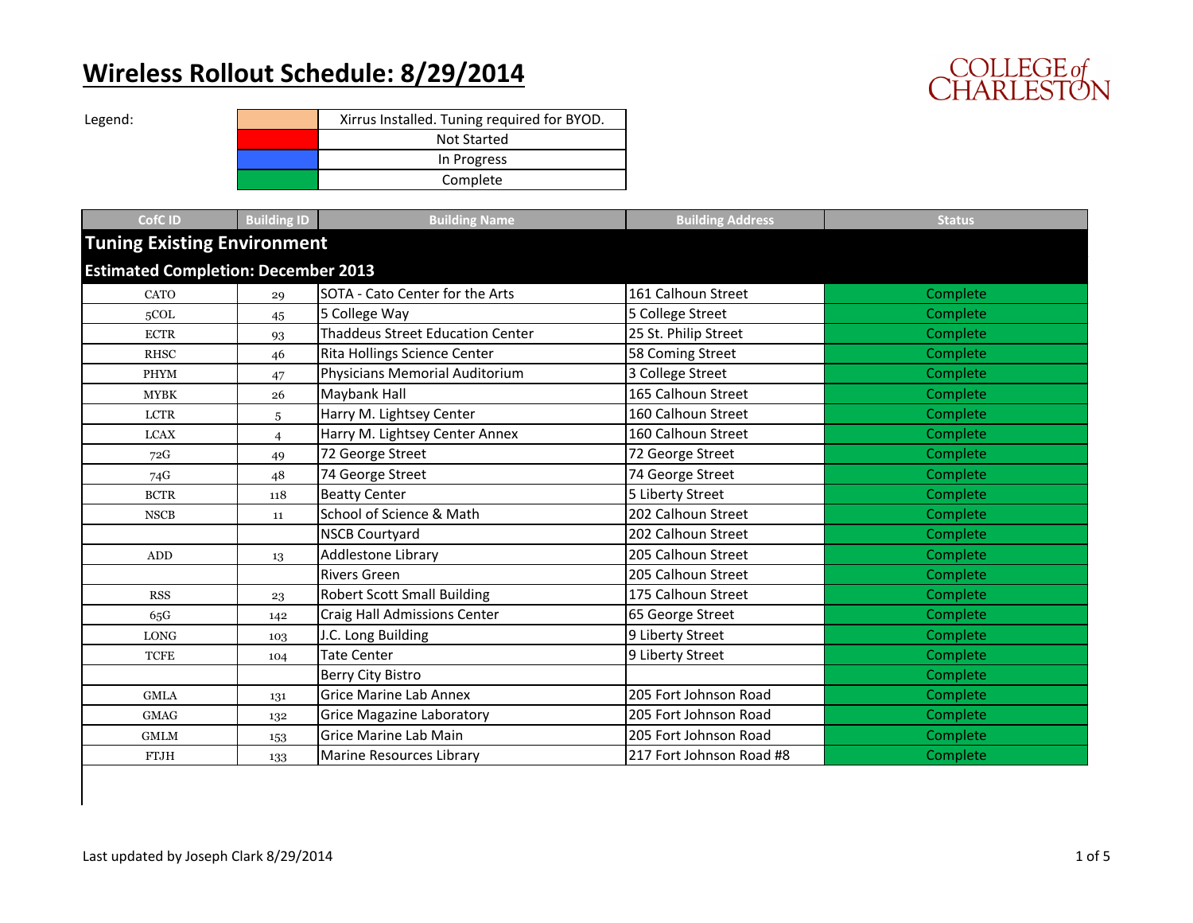# Wireless Rollout Schedule: 8/29/2014

COLLEGE of CHARLESTON

Legend:

| Color | Meaning |
|---|---|
| (Orange) | Xirrus Installed. Tuning required for BYOD. |
| (Red) | Not Started |
| (Blue) | In Progress |
| (Green) | Complete |

| CofC ID | Building ID | Building Name | Building Address | Status |
|---|---|---|---|---|
| **Tuning Existing Environment** | | | | |
| **Estimated Completion: December 2013** | | | | |
| CATO | 29 | SOTA - Cato Center for the Arts | 161 Calhoun Street | Complete |
| 5COL | 45 | 5 College Way | 5 College Street | Complete |
| ECTR | 93 | Thaddeus Street Education Center | 25 St. Philip Street | Complete |
| RHSC | 46 | Rita Hollings Science Center | 58 Coming Street | Complete |
| PHYM | 47 | Physicians Memorial Auditorium | 3 College Street | Complete |
| MYBK | 26 | Maybank Hall | 165 Calhoun Street | Complete |
| LCTR | 5 | Harry M. Lightsey Center | 160 Calhoun Street | Complete |
| LCAX | 4 | Harry M. Lightsey Center Annex | 160 Calhoun Street | Complete |
| 72G | 49 | 72 George Street | 72 George Street | Complete |
| 74G | 48 | 74 George Street | 74 George Street | Complete |
| BCTR | 118 | Beatty Center | 5 Liberty Street | Complete |
| NSCB | 11 | School of Science & Math | 202 Calhoun Street | Complete |
| | | NSCB Courtyard | 202 Calhoun Street | Complete |
| ADD | 13 | Addlestone Library | 205 Calhoun Street | Complete |
| | | Rivers Green | 205 Calhoun Street | Complete |
| RSS | 23 | Robert Scott Small Building | 175 Calhoun Street | Complete |
| 65G | 142 | Craig Hall Admissions Center | 65 George Street | Complete |
| LONG | 103 | J.C. Long Building | 9 Liberty Street | Complete |
| TCFE | 104 | Tate Center | 9 Liberty Street | Complete |
| | | Berry City Bistro | | Complete |
| GMLA | 131 | Grice Marine Lab Annex | 205 Fort Johnson Road | Complete |
| GMAG | 132 | Grice Magazine Laboratory | 205 Fort Johnson Road | Complete |
| GMLM | 153 | Grice Marine Lab Main | 205 Fort Johnson Road | Complete |
| FTJH | 133 | Marine Resources Library | 217 Fort Johnson Road #8 | Complete |

Last updated by Joseph Clark 8/29/2014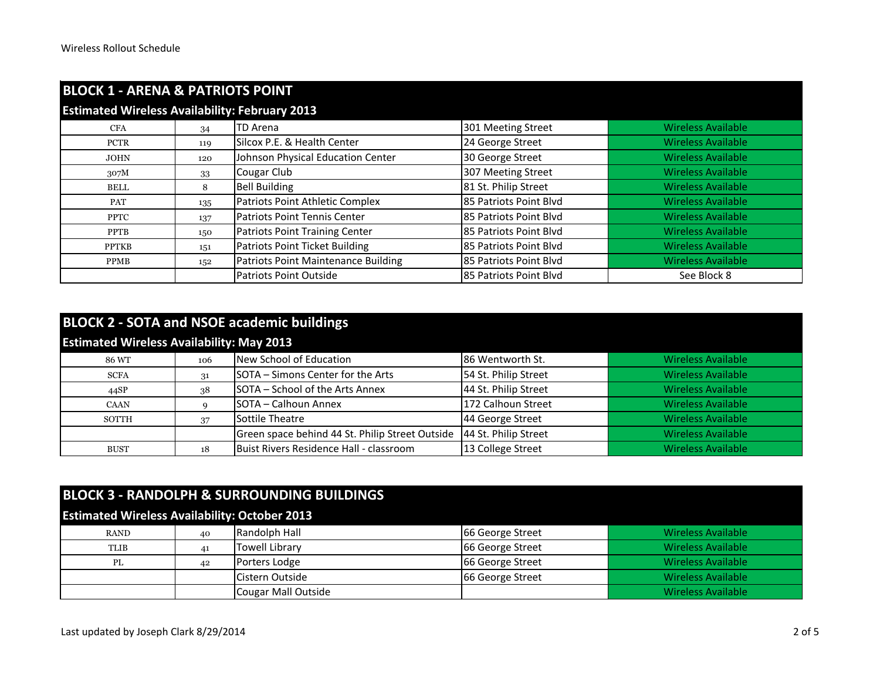Wireless Rollout Schedule

## BLOCK 1 - ARENA & PATRIOTS POINT

### Estimated Wireless Availability: February 2013

| | | | | |
|---|---|---|---|---|
| CFA | 34 | TD Arena | 301 Meeting Street | Wireless Available |
| PCTR | 119 | Silcox P.E. & Health Center | 24 George Street | Wireless Available |
| JOHN | 120 | Johnson Physical Education Center | 30 George Street | Wireless Available |
| 307M | 33 | Cougar Club | 307 Meeting Street | Wireless Available |
| BELL | 8 | Bell Building | 81 St. Philip Street | Wireless Available |
| PAT | 135 | Patriots Point Athletic Complex | 85 Patriots Point Blvd | Wireless Available |
| PPTC | 137 | Patriots Point Tennis Center | 85 Patriots Point Blvd | Wireless Available |
| PPTB | 150 | Patriots Point Training Center | 85 Patriots Point Blvd | Wireless Available |
| PPTKB | 151 | Patriots Point Ticket Building | 85 Patriots Point Blvd | Wireless Available |
| PPMB | 152 | Patriots Point Maintenance Building | 85 Patriots Point Blvd | Wireless Available |
| | | Patriots Point Outside | 85 Patriots Point Blvd | See Block 8 |

## BLOCK 2 - SOTA and NSOE academic buildings

### Estimated Wireless Availability: May 2013

| | | | | |
|---|---|---|---|---|
| 86 WT | 106 | New School of Education | 86 Wentworth St. | Wireless Available |
| SCFA | 31 | SOTA – Simons Center for the Arts | 54 St. Philip Street | Wireless Available |
| 44SP | 38 | SOTA – School of the Arts Annex | 44 St. Philip Street | Wireless Available |
| CAAN | 9 | SOTA – Calhoun Annex | 172 Calhoun Street | Wireless Available |
| SOTTH | 37 | Sottile Theatre | 44 George Street | Wireless Available |
| | | Green space behind 44 St. Philip Street Outside | 44 St. Philip Street | Wireless Available |
| BUST | 18 | Buist Rivers Residence Hall - classroom | 13 College Street | Wireless Available |

## BLOCK 3 - RANDOLPH & SURROUNDING BUILDINGS

### Estimated Wireless Availability: October 2013

| | | | | |
|---|---|---|---|---|
| RAND | 40 | Randolph Hall | 66 George Street | Wireless Available |
| TLIB | 41 | Towell Library | 66 George Street | Wireless Available |
| PL | 42 | Porters Lodge | 66 George Street | Wireless Available |
| | | Cistern Outside | 66 George Street | Wireless Available |
| | | Cougar Mall Outside | | Wireless Available |

Last updated by Joseph Clark 8/29/2014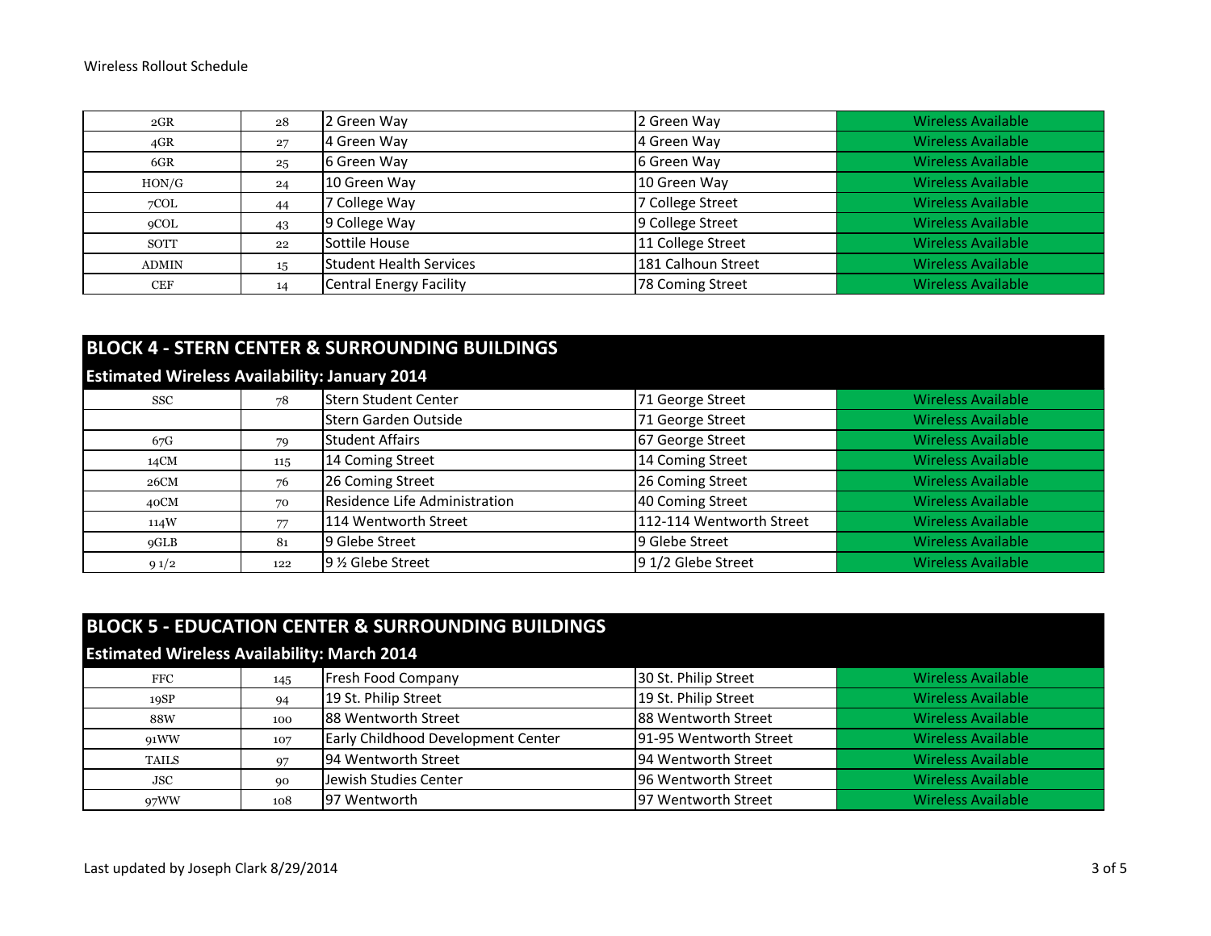| | | | | |
|---|---|---|---|---|
| 2GR | 28 | 2 Green Way | 2 Green Way | Wireless Available |
| 4GR | 27 | 4 Green Way | 4 Green Way | Wireless Available |
| 6GR | 25 | 6 Green Way | 6 Green Way | Wireless Available |
| HON/G | 24 | 10 Green Way | 10 Green Way | Wireless Available |
| 7COL | 44 | 7 College Way | 7 College Street | Wireless Available |
| 9COL | 43 | 9 College Way | 9 College Street | Wireless Available |
| SOTT | 22 | Sottile House | 11 College Street | Wireless Available |
| ADMIN | 15 | Student Health Services | 181 Calhoun Street | Wireless Available |
| CEF | 14 | Central Energy Facility | 78 Coming Street | Wireless Available |

## BLOCK 4 - STERN CENTER & SURROUNDING BUILDINGS

**Estimated Wireless Availability: January 2014**

| | | | | |
|---|---|---|---|---|
| SSC | 78 | Stern Student Center | 71 George Street | Wireless Available |
| | | Stern Garden Outside | 71 George Street | Wireless Available |
| 67G | 79 | Student Affairs | 67 George Street | Wireless Available |
| 14CM | 115 | 14 Coming Street | 14 Coming Street | Wireless Available |
| 26CM | 76 | 26 Coming Street | 26 Coming Street | Wireless Available |
| 40CM | 70 | Residence Life Administration | 40 Coming Street | Wireless Available |
| 114W | 77 | 114 Wentworth Street | 112-114 Wentworth Street | Wireless Available |
| 9GLB | 81 | 9 Glebe Street | 9 Glebe Street | Wireless Available |
| 9 1/2 | 122 | 9 ½ Glebe Street | 9 1/2 Glebe Street | Wireless Available |

## BLOCK 5 - EDUCATION CENTER & SURROUNDING BUILDINGS

**Estimated Wireless Availability: March 2014**

| | | | | |
|---|---|---|---|---|
| FFC | 145 | Fresh Food Company | 30 St. Philip Street | Wireless Available |
| 19SP | 94 | 19 St. Philip Street | 19 St. Philip Street | Wireless Available |
| 88W | 100 | 88 Wentworth Street | 88 Wentworth Street | Wireless Available |
| 91WW | 107 | Early Childhood Development Center | 91-95 Wentworth Street | Wireless Available |
| TAILS | 97 | 94 Wentworth Street | 94 Wentworth Street | Wireless Available |
| JSC | 90 | Jewish Studies Center | 96 Wentworth Street | Wireless Available |
| 97WW | 108 | 97 Wentworth | 97 Wentworth Street | Wireless Available |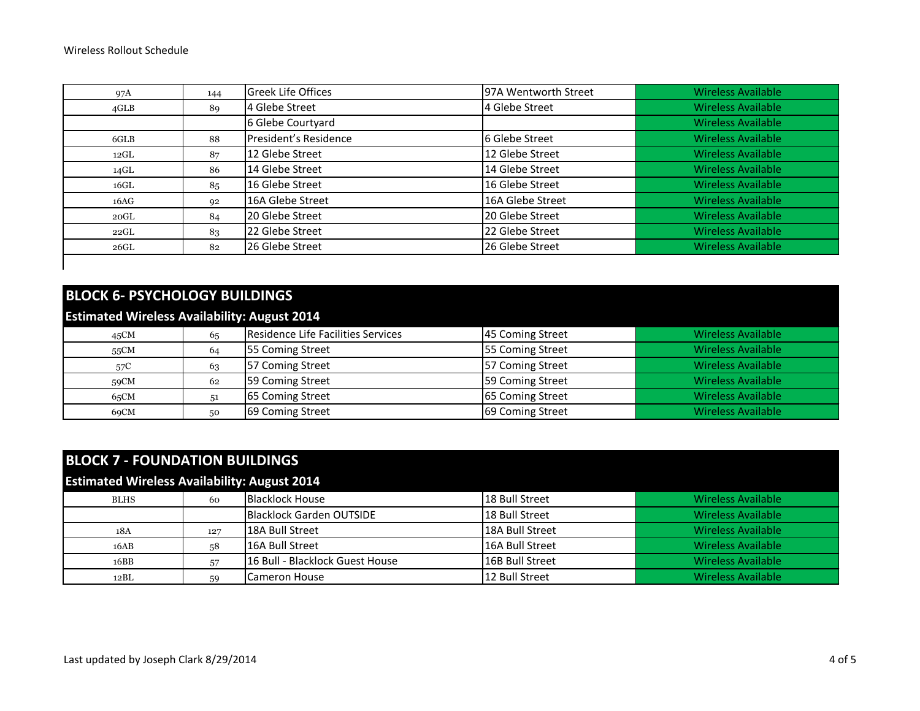| | | | | |
|---|---|---|---|---|
| 97A | 144 | Greek Life Offices | 97A Wentworth Street | Wireless Available |
| 4GLB | 89 | 4 Glebe Street | 4 Glebe Street | Wireless Available |
| | | 6 Glebe Courtyard | | Wireless Available |
| 6GLB | 88 | President's Residence | 6 Glebe Street | Wireless Available |
| 12GL | 87 | 12 Glebe Street | 12 Glebe Street | Wireless Available |
| 14GL | 86 | 14 Glebe Street | 14 Glebe Street | Wireless Available |
| 16GL | 85 | 16 Glebe Street | 16 Glebe Street | Wireless Available |
| 16AG | 92 | 16A Glebe Street | 16A Glebe Street | Wireless Available |
| 20GL | 84 | 20 Glebe Street | 20 Glebe Street | Wireless Available |
| 22GL | 83 | 22 Glebe Street | 22 Glebe Street | Wireless Available |
| 26GL | 82 | 26 Glebe Street | 26 Glebe Street | Wireless Available |

## BLOCK 6- PSYCHOLOGY BUILDINGS

**Estimated Wireless Availability: August 2014**

| | | | | |
|---|---|---|---|---|
| 45CM | 65 | Residence Life Facilities Services | 45 Coming Street | Wireless Available |
| 55CM | 64 | 55 Coming Street | 55 Coming Street | Wireless Available |
| 57C | 63 | 57 Coming Street | 57 Coming Street | Wireless Available |
| 59CM | 62 | 59 Coming Street | 59 Coming Street | Wireless Available |
| 65CM | 51 | 65 Coming Street | 65 Coming Street | Wireless Available |
| 69CM | 50 | 69 Coming Street | 69 Coming Street | Wireless Available |

## BLOCK 7 - FOUNDATION BUILDINGS

**Estimated Wireless Availability: August 2014**

| | | | | |
|---|---|---|---|---|
| BLHS | 60 | Blacklock House | 18 Bull Street | Wireless Available |
| | | Blacklock Garden OUTSIDE | 18 Bull Street | Wireless Available |
| 18A | 127 | 18A Bull Street | 18A Bull Street | Wireless Available |
| 16AB | 58 | 16A Bull Street | 16A Bull Street | Wireless Available |
| 16BB | 57 | 16 Bull - Blacklock Guest House | 16B Bull Street | Wireless Available |
| 12BL | 59 | Cameron House | 12 Bull Street | Wireless Available |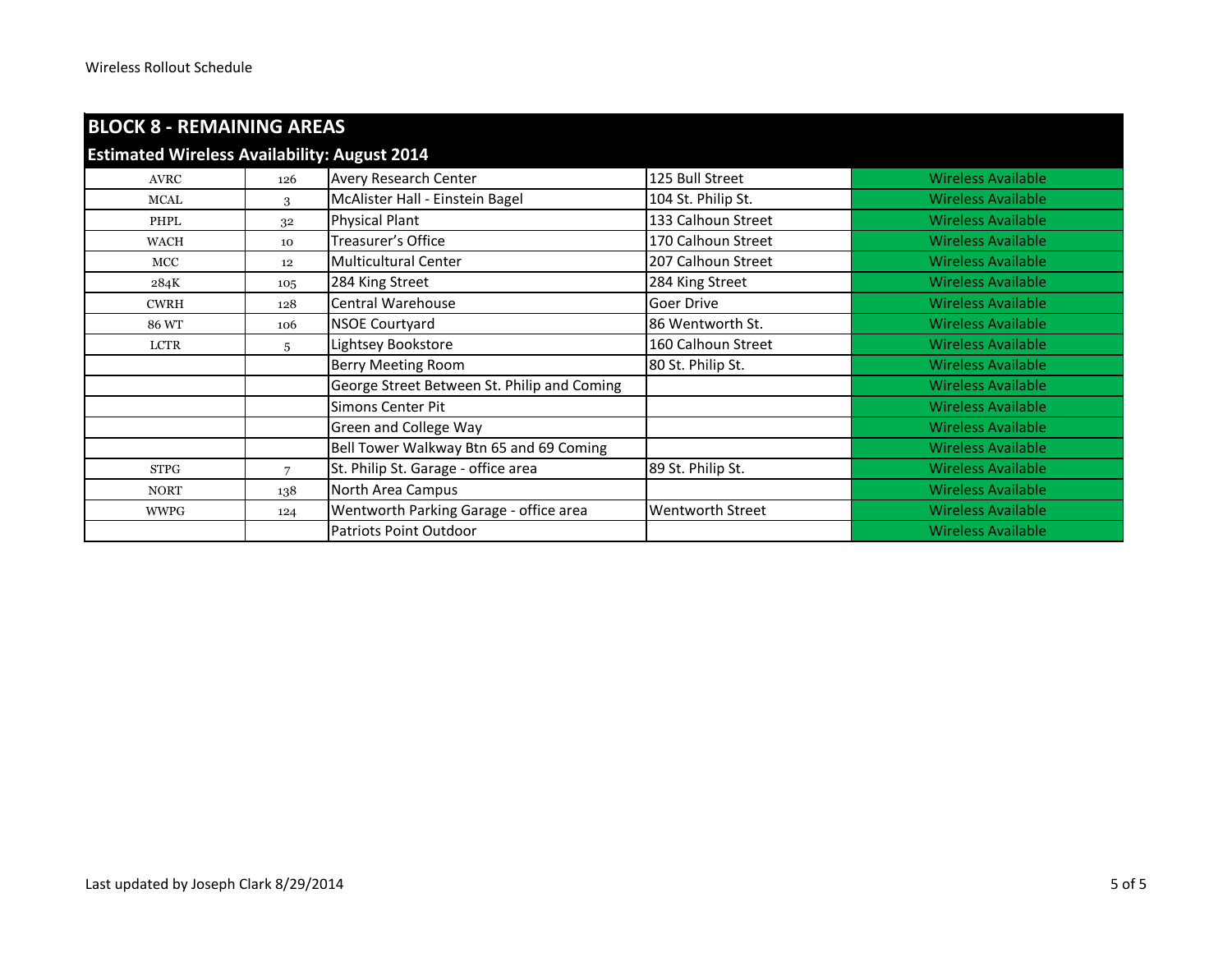## BLOCK 8 - REMAINING AREAS

### Estimated Wireless Availability: August 2014

| | | | | |
|---|---|---|---|---|
| AVRC | 126 | Avery Research Center | 125 Bull Street | Wireless Available |
| MCAL | 3 | McAlister Hall - Einstein Bagel | 104 St. Philip St. | Wireless Available |
| PHPL | 32 | Physical Plant | 133 Calhoun Street | Wireless Available |
| WACH | 10 | Treasurer's Office | 170 Calhoun Street | Wireless Available |
| MCC | 12 | Multicultural Center | 207 Calhoun Street | Wireless Available |
| 284K | 105 | 284 King Street | 284 King Street | Wireless Available |
| CWRH | 128 | Central Warehouse | Goer Drive | Wireless Available |
| 86 WT | 106 | NSOE Courtyard | 86 Wentworth St. | Wireless Available |
| LCTR | 5 | Lightsey Bookstore | 160 Calhoun Street | Wireless Available |
| | | Berry Meeting Room | 80 St. Philip St. | Wireless Available |
| | | George Street Between St. Philip and Coming | | Wireless Available |
| | | Simons Center Pit | | Wireless Available |
| | | Green and College Way | | Wireless Available |
| | | Bell Tower Walkway Btn 65 and 69 Coming | | Wireless Available |
| STPG | 7 | St. Philip St. Garage - office area | 89 St. Philip St. | Wireless Available |
| NORT | 138 | North Area Campus | | Wireless Available |
| WWPG | 124 | Wentworth Parking Garage - office area | Wentworth Street | Wireless Available |
| | | Patriots Point Outdoor | | Wireless Available |

Last updated by Joseph Clark 8/29/2014